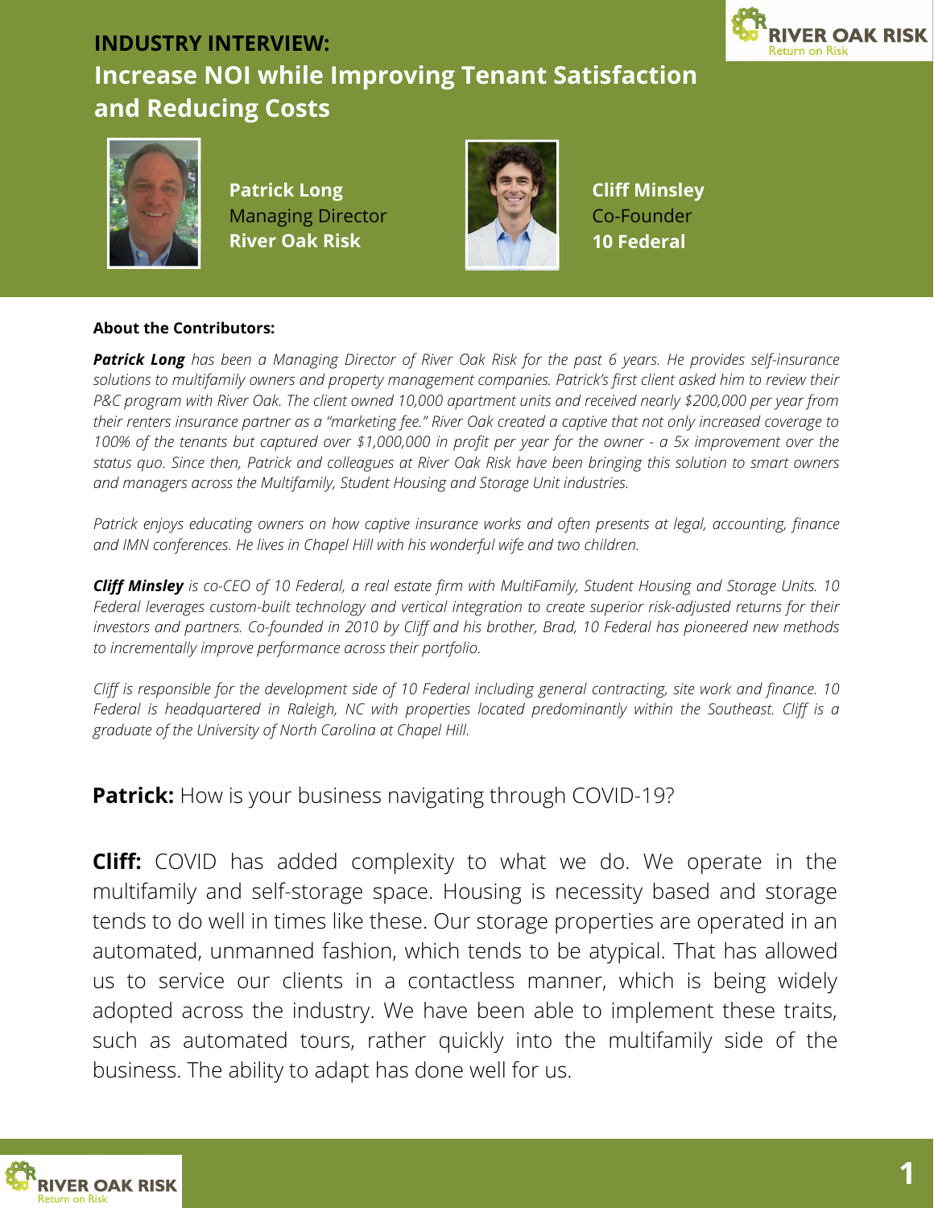# INDUSTRY INTERVIEW:
## Increase NOI while Improving Tenant Satisfaction and Reducing Costs

**Patrick Long**
Managing Director
**River Oak Risk**

**Cliff Minsley**
Co-Founder
**10 Federal**

**About the Contributors:**

***Patrick Long*** *has been a Managing Director of River Oak Risk for the past 6 years. He provides self-insurance solutions to multifamily owners and property management companies. Patrick's first client asked him to review their P&C program with River Oak. The client owned 10,000 apartment units and received nearly $200,000 per year from their renters insurance partner as a "marketing fee." River Oak created a captive that not only increased coverage to 100% of the tenants but captured over $1,000,000 in profit per year for the owner - a 5x improvement over the status quo. Since then, Patrick and colleagues at River Oak Risk have been bringing this solution to smart owners and managers across the Multifamily, Student Housing and Storage Unit industries.*

*Patrick enjoys educating owners on how captive insurance works and often presents at legal, accounting, finance and IMN conferences. He lives in Chapel Hill with his wonderful wife and two children.*

***Cliff Minsley*** *is co-CEO of 10 Federal, a real estate firm with MultiFamily, Student Housing and Storage Units. 10 Federal leverages custom-built technology and vertical integration to create superior risk-adjusted returns for their investors and partners. Co-founded in 2010 by Cliff and his brother, Brad, 10 Federal has pioneered new methods to incrementally improve performance across their portfolio.*

*Cliff is responsible for the development side of 10 Federal including general contracting, site work and finance. 10 Federal is headquartered in Raleigh, NC with properties located predominantly within the Southeast. Cliff is a graduate of the University of North Carolina at Chapel Hill.*

**Patrick:** How is your business navigating through COVID-19?

**Cliff:** COVID has added complexity to what we do. We operate in the multifamily and self-storage space. Housing is necessity based and storage tends to do well in times like these. Our storage properties are operated in an automated, unmanned fashion, which tends to be atypical. That has allowed us to service our clients in a contactless manner, which is being widely adopted across the industry. We have been able to implement these traits, such as automated tours, rather quickly into the multifamily side of the business. The ability to adapt has done well for us.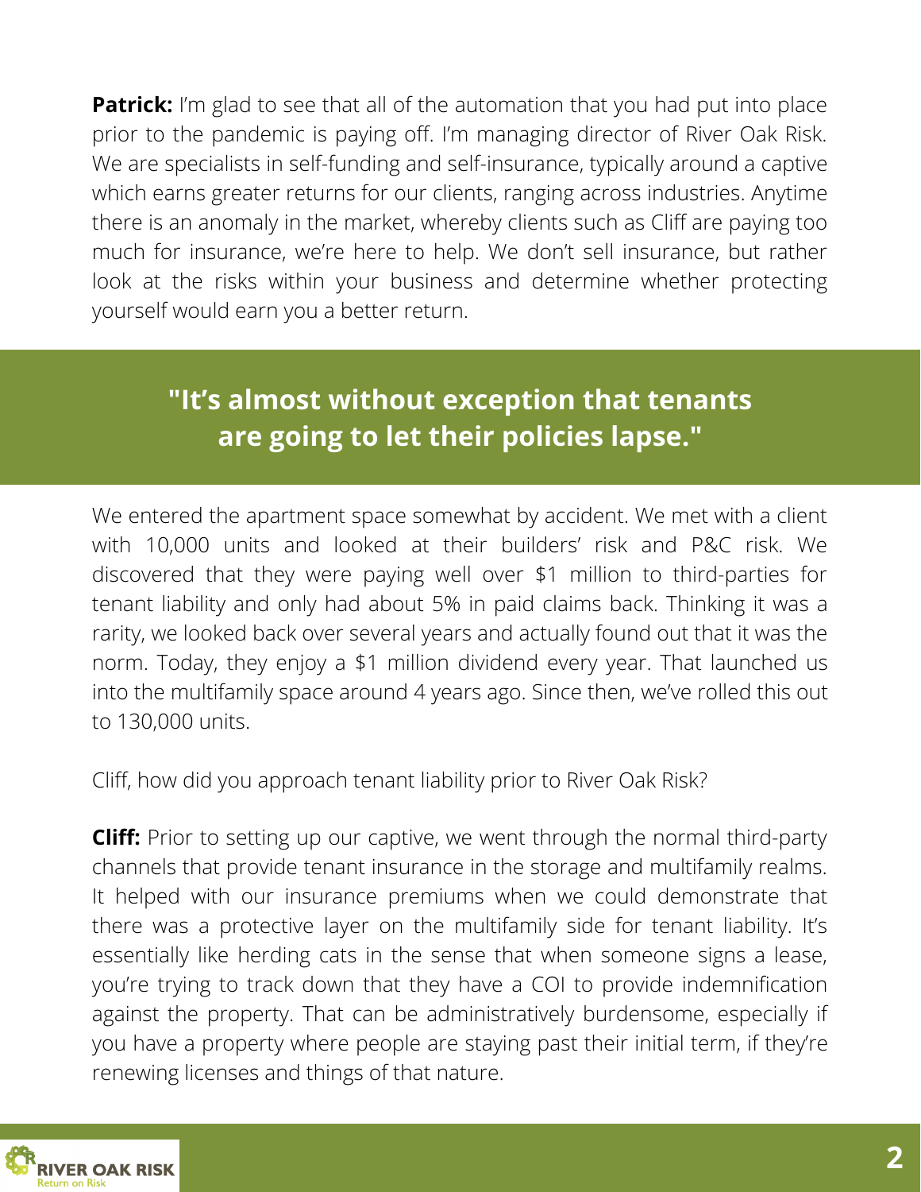**Patrick:** I'm glad to see that all of the automation that you had put into place prior to the pandemic is paying off. I'm managing director of River Oak Risk. We are specialists in self-funding and self-insurance, typically around a captive which earns greater returns for our clients, ranging across industries. Anytime there is an anomaly in the market, whereby clients such as Cliff are paying too much for insurance, we're here to help. We don't sell insurance, but rather look at the risks within your business and determine whether protecting yourself would earn you a better return.

> **"It's almost without exception that tenants are going to let their policies lapse."**

We entered the apartment space somewhat by accident. We met with a client with 10,000 units and looked at their builders' risk and P&C risk. We discovered that they were paying well over $1 million to third-parties for tenant liability and only had about 5% in paid claims back. Thinking it was a rarity, we looked back over several years and actually found out that it was the norm. Today, they enjoy a $1 million dividend every year. That launched us into the multifamily space around 4 years ago. Since then, we've rolled this out to 130,000 units.

Cliff, how did you approach tenant liability prior to River Oak Risk?

**Cliff:** Prior to setting up our captive, we went through the normal third-party channels that provide tenant insurance in the storage and multifamily realms. It helped with our insurance premiums when we could demonstrate that there was a protective layer on the multifamily side for tenant liability. It's essentially like herding cats in the sense that when someone signs a lease, you're trying to track down that they have a COI to provide indemnification against the property. That can be administratively burdensome, especially if you have a property where people are staying past their initial term, if they're renewing licenses and things of that nature.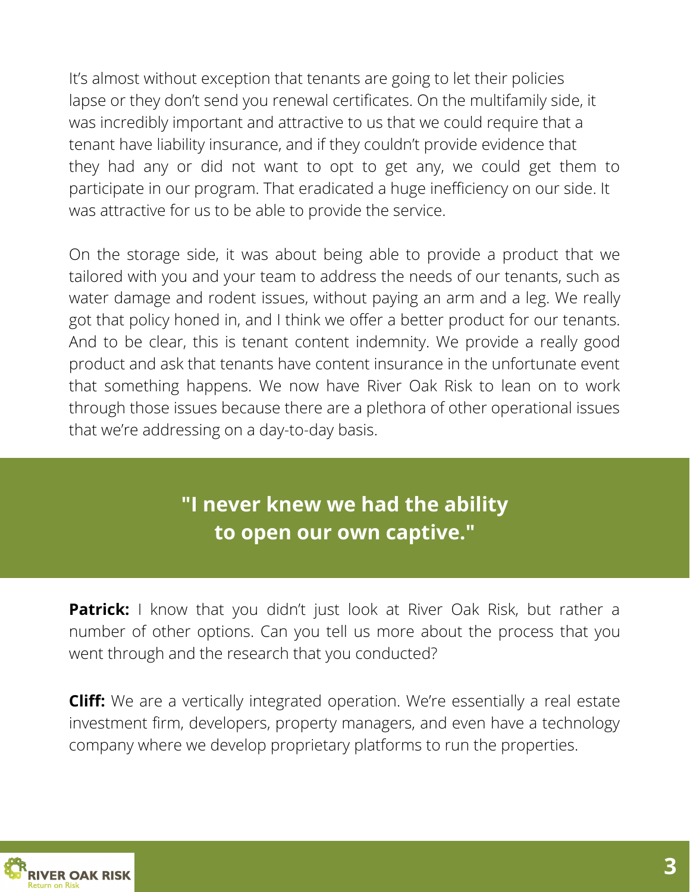It's almost without exception that tenants are going to let their policies lapse or they don't send you renewal certificates. On the multifamily side, it was incredibly important and attractive to us that we could require that a tenant have liability insurance, and if they couldn't provide evidence that they had any or did not want to opt to get any, we could get them to participate in our program. That eradicated a huge inefficiency on our side. It was attractive for us to be able to provide the service.

On the storage side, it was about being able to provide a product that we tailored with you and your team to address the needs of our tenants, such as water damage and rodent issues, without paying an arm and a leg. We really got that policy honed in, and I think we offer a better product for our tenants. And to be clear, this is tenant content indemnity. We provide a really good product and ask that tenants have content insurance in the unfortunate event that something happens. We now have River Oak Risk to lean on to work through those issues because there are a plethora of other operational issues that we're addressing on a day-to-day basis.

**"I never knew we had the ability to open our own captive."**

**Patrick:** I know that you didn't just look at River Oak Risk, but rather a number of other options. Can you tell us more about the process that you went through and the research that you conducted?

**Cliff:** We are a vertically integrated operation. We're essentially a real estate investment firm, developers, property managers, and even have a technology company where we develop proprietary platforms to run the properties.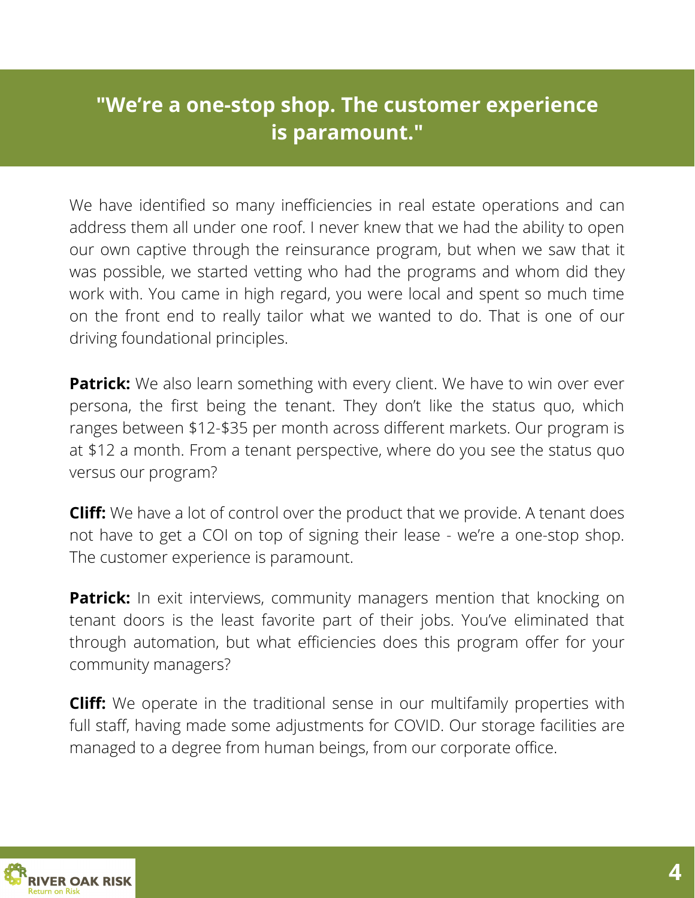## "We're a one-stop shop. The customer experience is paramount."

We have identified so many inefficiencies in real estate operations and can address them all under one roof. I never knew that we had the ability to open our own captive through the reinsurance program, but when we saw that it was possible, we started vetting who had the programs and whom did they work with. You came in high regard, you were local and spent so much time on the front end to really tailor what we wanted to do. That is one of our driving foundational principles.

**Patrick:** We also learn something with every client. We have to win over ever persona, the first being the tenant. They don't like the status quo, which ranges between $12-$35 per month across different markets. Our program is at $12 a month. From a tenant perspective, where do you see the status quo versus our program?

**Cliff:** We have a lot of control over the product that we provide. A tenant does not have to get a COI on top of signing their lease - we're a one-stop shop. The customer experience is paramount.

**Patrick:** In exit interviews, community managers mention that knocking on tenant doors is the least favorite part of their jobs. You've eliminated that through automation, but what efficiencies does this program offer for your community managers?

**Cliff:** We operate in the traditional sense in our multifamily properties with full staff, having made some adjustments for COVID. Our storage facilities are managed to a degree from human beings, from our corporate office.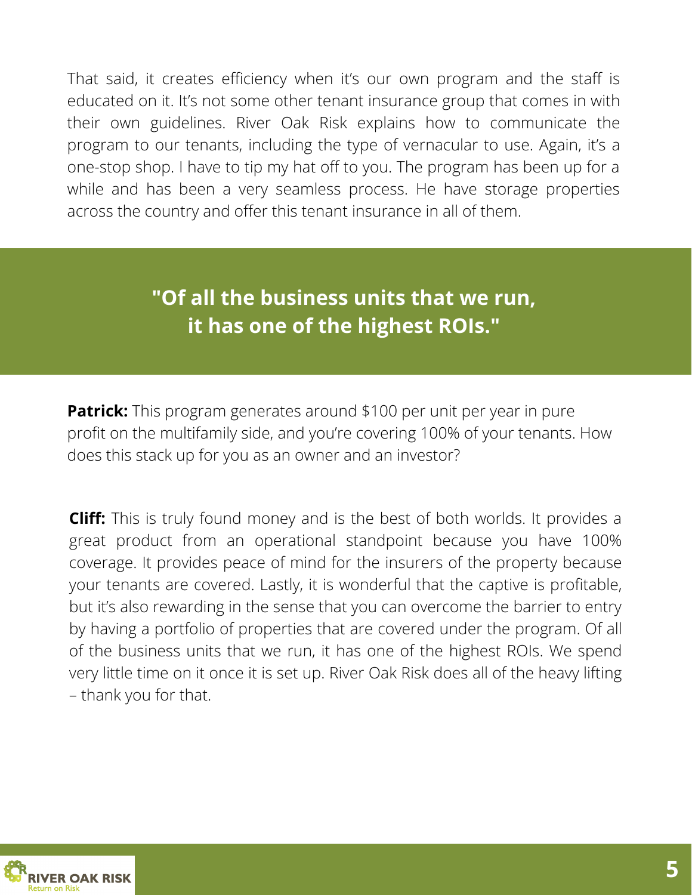That said, it creates efficiency when it's our own program and the staff is educated on it. It's not some other tenant insurance group that comes in with their own guidelines. River Oak Risk explains how to communicate the program to our tenants, including the type of vernacular to use. Again, it's a one-stop shop. I have to tip my hat off to you. The program has been up for a while and has been a very seamless process. He have storage properties across the country and offer this tenant insurance in all of them.

> **"Of all the business units that we run, it has one of the highest ROIs."**

**Patrick:** This program generates around $100 per unit per year in pure profit on the multifamily side, and you're covering 100% of your tenants. How does this stack up for you as an owner and an investor?

**Cliff:** This is truly found money and is the best of both worlds. It provides a great product from an operational standpoint because you have 100% coverage. It provides peace of mind for the insurers of the property because your tenants are covered. Lastly, it is wonderful that the captive is profitable, but it's also rewarding in the sense that you can overcome the barrier to entry by having a portfolio of properties that are covered under the program. Of all of the business units that we run, it has one of the highest ROIs. We spend very little time on it once it is set up. River Oak Risk does all of the heavy lifting – thank you for that.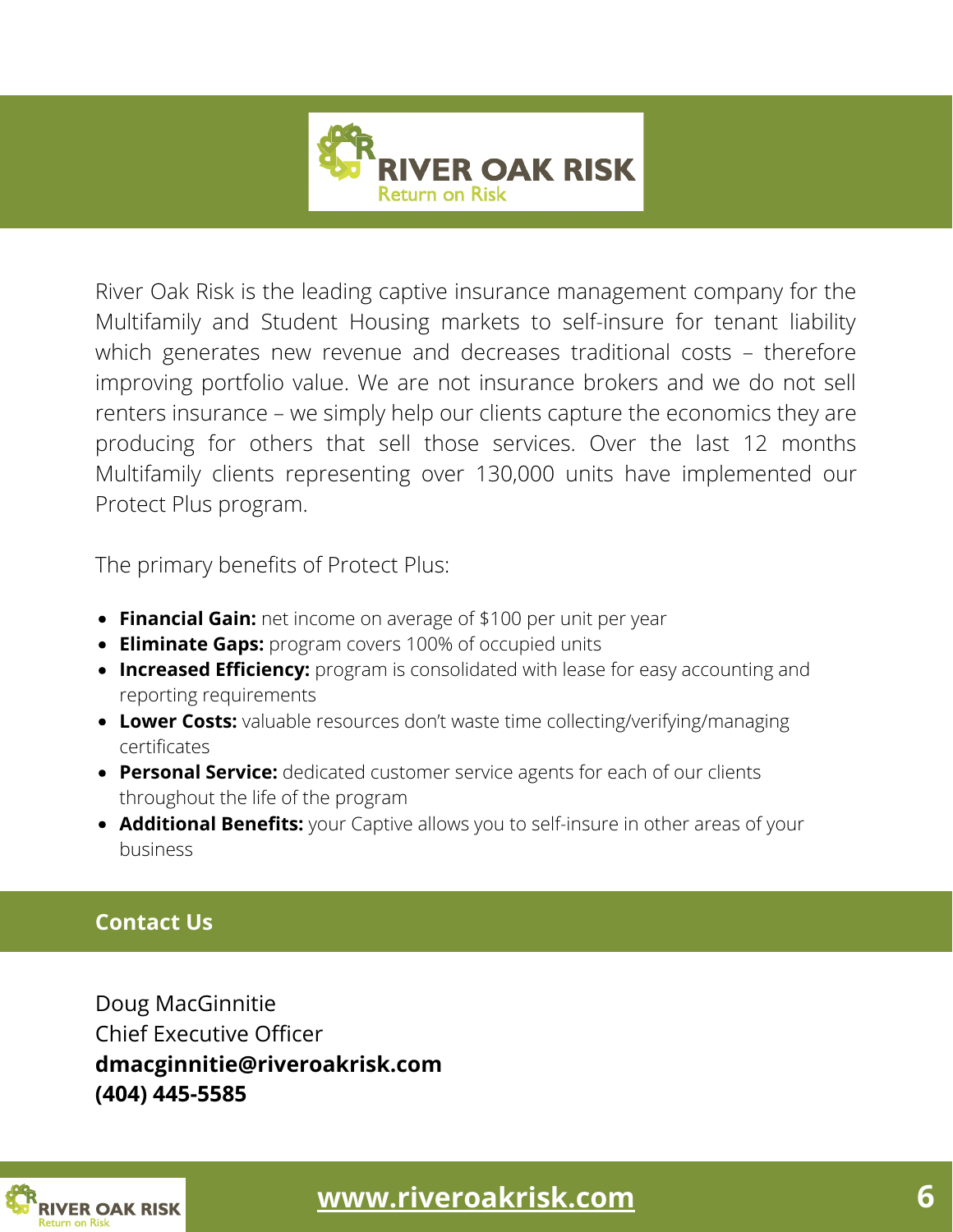# RIVER OAK RISK

Return on Risk

River Oak Risk is the leading captive insurance management company for the Multifamily and Student Housing markets to self-insure for tenant liability which generates new revenue and decreases traditional costs – therefore improving portfolio value. We are not insurance brokers and we do not sell renters insurance – we simply help our clients capture the economics they are producing for others that sell those services. Over the last 12 months Multifamily clients representing over 130,000 units have implemented our Protect Plus program.

The primary benefits of Protect Plus:

- **Financial Gain:** net income on average of $100 per unit per year
- **Eliminate Gaps:** program covers 100% of occupied units
- **Increased Efficiency:** program is consolidated with lease for easy accounting and reporting requirements
- **Lower Costs:** valuable resources don't waste time collecting/verifying/managing certificates
- **Personal Service:** dedicated customer service agents for each of our clients throughout the life of the program
- **Additional Benefits:** your Captive allows you to self-insure in other areas of your business

## Contact Us

Doug MacGinnitie
Chief Executive Officer
**dmacginnitie@riveroakrisk.com**
**(404) 445-5585**

**www.riveroakrisk.com**